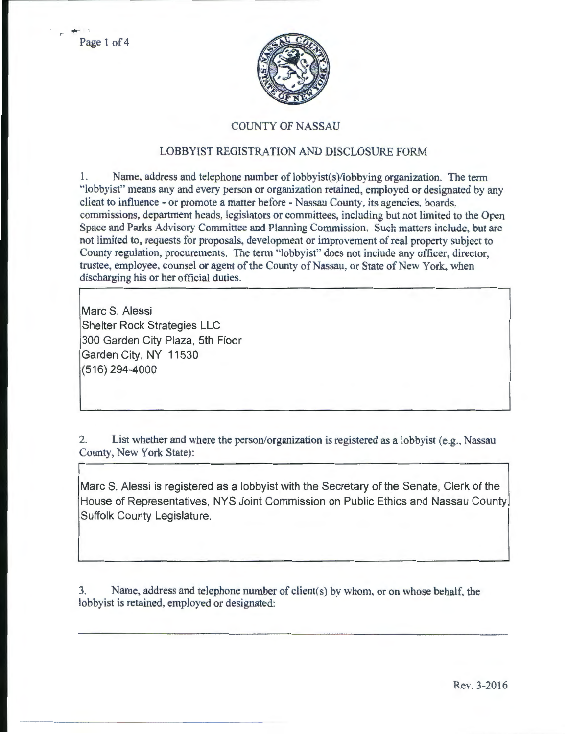# COUNTY OF NASSAU

## LOBBYIST REGISTRATION AND DISCLOSURE FORM

1. Name, address and telephone number of lobbyist(s)/lobbying organization. The term "lobbyist" means any and every person or organization retained, employed or designated by any client to influence - or promote a matter before - Nassau County, its agencies, boards, commissions, department heads, legislators or committees, including but not limited to the Open Space and Parks Advisory Committee and Planning Commission. Such matters include, but are not limited to, requests for proposals, development or improvement of real property subject to County regulation, procurements. The term "lobbyist" does not include any officer, director, trustee, employee, counsel or agent of the County of Nassau, or State of New York, when discharging his or her official duties.

Marc S. Alessi
Shelter Rock Strategies LLC
300 Garden City Plaza, 5th Floor
Garden City, NY 11530
(516) 294-4000

2. List whether and where the person/organization is registered as a lobbyist (e.g., Nassau County, New York State):

Marc S. Alessi is registered as a lobbyist with the Secretary of the Senate, Clerk of the House of Representatives, NYS Joint Commission on Public Ethics and Nassau County, Suffolk County Legislature.

3. Name, address and telephone number of client(s) by whom, or on whose behalf, the lobbyist is retained, employed or designated:

Rev. 3-2016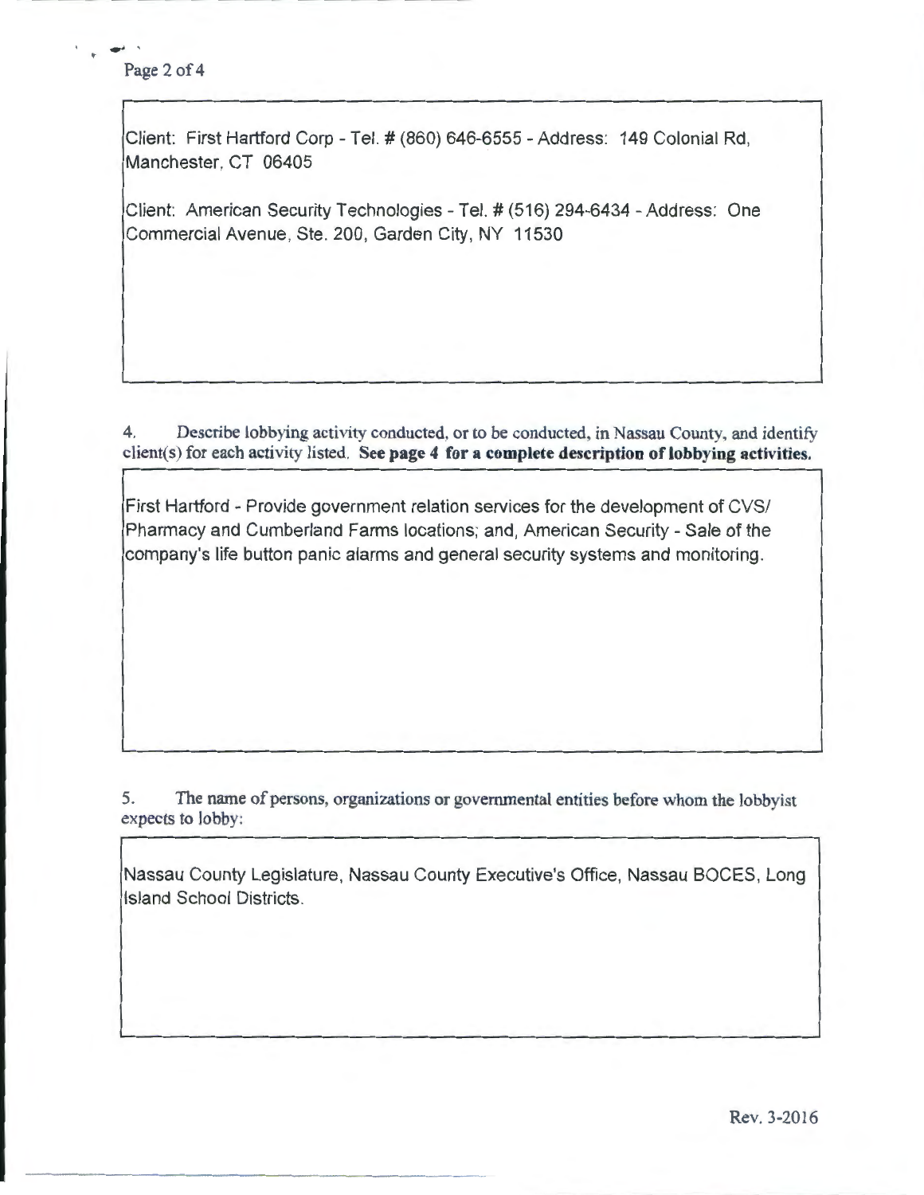Client: First Hartford Corp - Tel. # (860) 646-6555 - Address: 149 Colonial Rd, Manchester, CT 06405

Client: American Security Technologies - Tel. # (516) 294-6434 - Address: One Commercial Avenue, Ste. 200, Garden City, NY 11530

4. Describe lobbying activity conducted, or to be conducted, in Nassau County, and identify client(s) for each activity listed. **See page 4 for a complete description of lobbying activities.**

First Hartford - Provide government relation services for the development of CVS/ Pharmacy and Cumberland Farms locations; and, American Security - Sale of the company's life button panic alarms and general security systems and monitoring.

5. The name of persons, organizations or governmental entities before whom the lobbyist expects to lobby:

Nassau County Legislature, Nassau County Executive's Office, Nassau BOCES, Long Island School Districts.

Rev. 3-2016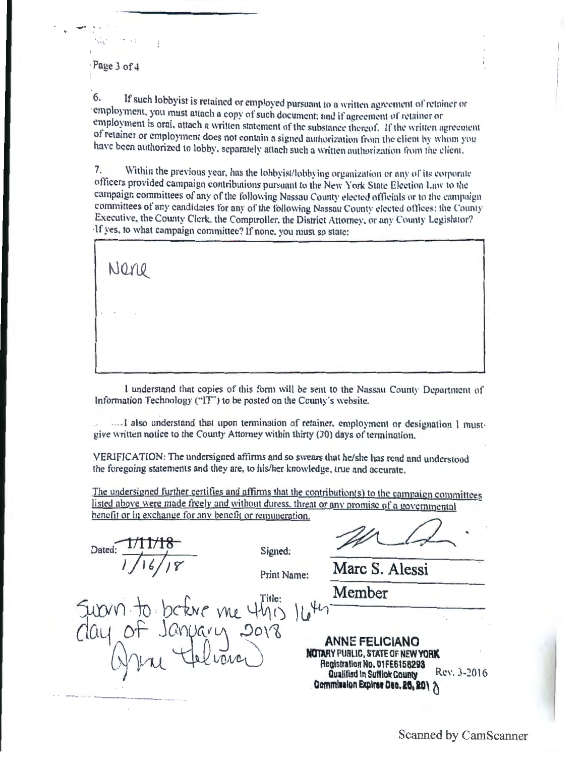6. If such lobbyist is retained or employed pursuant to a written agreement of retainer or employment, you must attach a copy of such document; and if agreement of retainer or employment is oral, attach a written statement of the substance thereof. If the written agreement of retainer or employment does not contain a signed authorization from the client by whom you have been authorized to lobby, separately attach such a written authorization from the client.

7. Within the previous year, has the lobbyist/lobbying organization or any of its corporate officers provided campaign contributions pursuant to the New York State Election Law to the campaign committees of any of the following Nassau County elected officials or to the campaign committees of any candidates for any of the following Nassau County elected offices: the County Executive, the County Clerk, the Comptroller, the District Attorney, or any County Legislator? If yes, to what campaign committee? If none, you must so state:

None

I understand that copies of this form will be sent to the Nassau County Department of Information Technology ("IT") to be posted on the County's website.

I also understand that upon termination of retainer, employment or designation I must give written notice to the County Attorney within thirty (30) days of termination.

VERIFICATION: The undersigned affirms and so swears that he/she has read and understood the foregoing statements and they are, to his/her knowledge, true and accurate.

The undersigned further certifies and affirms that the contribution(s) to the campaign committees listed above were made freely and without duress, threat or any promise of a governmental benefit or in exchange for any benefit or remuneration.

Dated: ~~1/11/18~~ 1/16/18

Signed: [signature]

Print Name: Marc S. Alessi

Title: Member

Sworn to before me this 16th day of January 2018

[signature] Anne Feliciano

**ANNE FELICIANO**
**NOTARY PUBLIC, STATE OF NEW YORK**
**Registration No. 01FE6158293**
**Qualified in Suffolk County**
**Commission Expires Dec. 28, 2018**

Rev. 3-2016

Scanned by CamScanner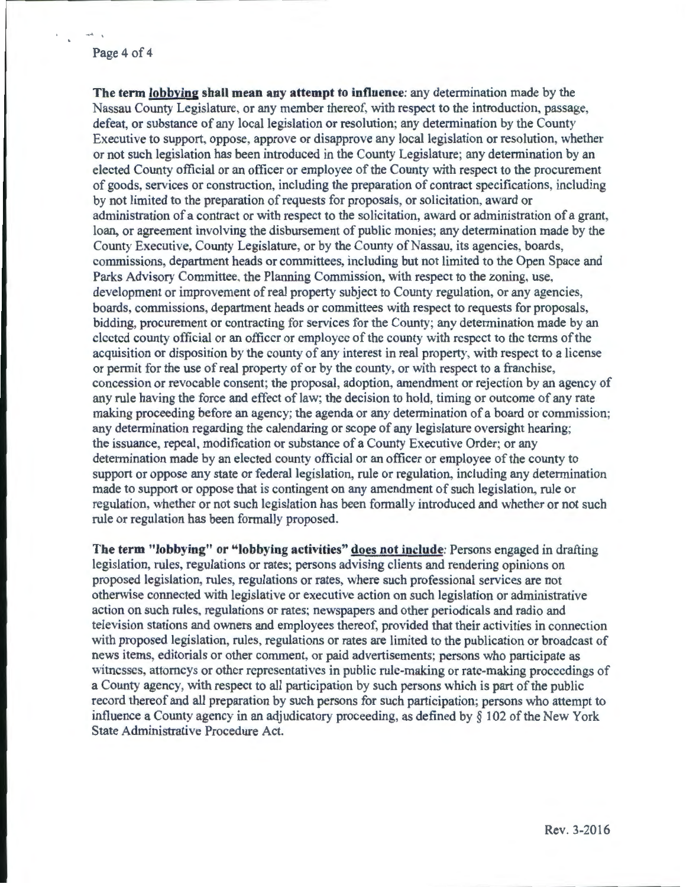**The term lobbying shall mean any attempt to influence**: any determination made by the Nassau County Legislature, or any member thereof, with respect to the introduction, passage, defeat, or substance of any local legislation or resolution; any determination by the County Executive to support, oppose, approve or disapprove any local legislation or resolution, whether or not such legislation has been introduced in the County Legislature; any determination by an elected County official or an officer or employee of the County with respect to the procurement of goods, services or construction, including the preparation of contract specifications, including by not limited to the preparation of requests for proposals, or solicitation, award or administration of a contract or with respect to the solicitation, award or administration of a grant, loan, or agreement involving the disbursement of public monies; any determination made by the County Executive, County Legislature, or by the County of Nassau, its agencies, boards, commissions, department heads or committees, including but not limited to the Open Space and Parks Advisory Committee, the Planning Commission, with respect to the zoning, use, development or improvement of real property subject to County regulation, or any agencies, boards, commissions, department heads or committees with respect to requests for proposals, bidding, procurement or contracting for services for the County; any determination made by an elected county official or an officer or employee of the county with respect to the terms of the acquisition or disposition by the county of any interest in real property, with respect to a license or permit for the use of real property of or by the county, or with respect to a franchise, concession or revocable consent; the proposal, adoption, amendment or rejection by an agency of any rule having the force and effect of law; the decision to hold, timing or outcome of any rate making proceeding before an agency; the agenda or any determination of a board or commission; any determination regarding the calendaring or scope of any legislature oversight hearing; the issuance, repeal, modification or substance of a County Executive Order; or any determination made by an elected county official or an officer or employee of the county to support or oppose any state or federal legislation, rule or regulation, including any determination made to support or oppose that is contingent on any amendment of such legislation, rule or regulation, whether or not such legislation has been formally introduced and whether or not such rule or regulation has been formally proposed.

**The term "lobbying" or "lobbying activities" does not include**: Persons engaged in drafting legislation, rules, regulations or rates; persons advising clients and rendering opinions on proposed legislation, rules, regulations or rates, where such professional services are not otherwise connected with legislative or executive action on such legislation or administrative action on such rules, regulations or rates; newspapers and other periodicals and radio and television stations and owners and employees thereof, provided that their activities in connection with proposed legislation, rules, regulations or rates are limited to the publication or broadcast of news items, editorials or other comment, or paid advertisements; persons who participate as witnesses, attorneys or other representatives in public rule-making or rate-making proceedings of a County agency, with respect to all participation by such persons which is part of the public record thereof and all preparation by such persons for such participation; persons who attempt to influence a County agency in an adjudicatory proceeding, as defined by § 102 of the New York State Administrative Procedure Act.

Rev. 3-2016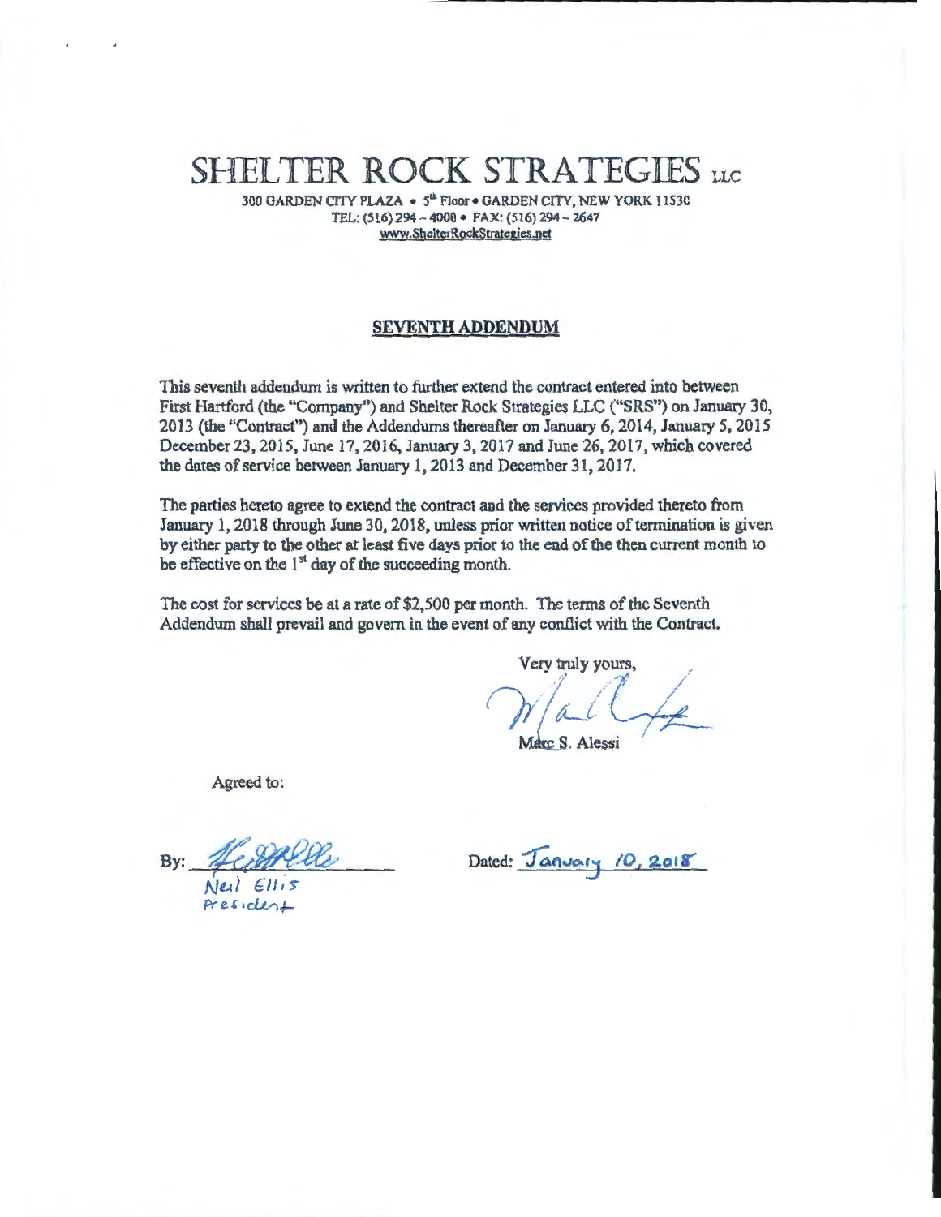# SHELTER ROCK STRATEGIES LLC

300 GARDEN CITY PLAZA • 5th Floor • GARDEN CITY, NEW YORK 11530
TEL: (516) 294 – 4000 • FAX: (516) 294 – 2647
www.ShelterRockStrategies.net

## SEVENTH ADDENDUM

This seventh addendum is written to further extend the contract entered into between First Hartford (the "Company") and Shelter Rock Strategies LLC ("SRS") on January 30, 2013 (the "Contract") and the Addendums thereafter on January 6, 2014, January 5, 2015 December 23, 2015, June 17, 2016, January 3, 2017 and June 26, 2017, which covered the dates of service between January 1, 2013 and December 31, 2017.

The parties hereto agree to extend the contract and the services provided thereto from January 1, 2018 through June 30, 2018, unless prior written notice of termination is given by either party to the other at least five days prior to the end of the then current month to be effective on the 1st day of the succeeding month.

The cost for services be at a rate of $2,500 per month. The terms of the Seventh Addendum shall prevail and govern in the event of any conflict with the Contract.

Very truly yours,

Marc S. Alessi

Agreed to:

By: Neil Ellis
President

Dated: January 10, 2018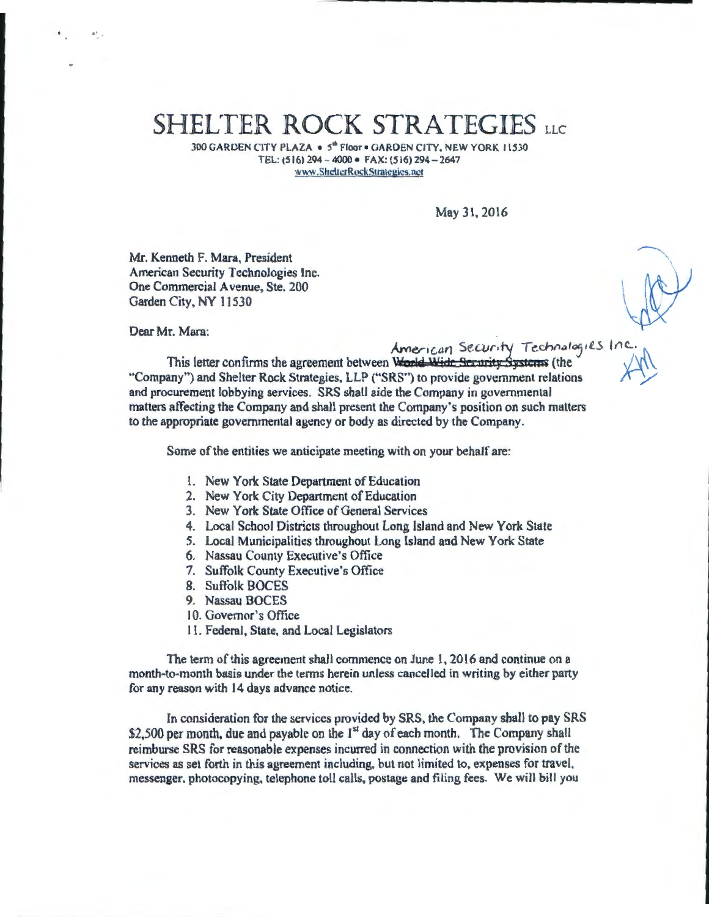# SHELTER ROCK STRATEGIES LLC

300 GARDEN CITY PLAZA • 5th Floor • GARDEN CITY, NEW YORK 11530
TEL: (516) 294 – 4000 • FAX: (516) 294 – 2647
www.ShelterRockStrategies.net

May 31, 2016

Mr. Kenneth F. Mara, President
American Security Technologies Inc.
One Commercial Avenue, Ste. 200
Garden City, NY 11530

Dear Mr. Mara:

This letter confirms the agreement between ~~World Wide Security Systems~~ American Security Technologies Inc. (the "Company") and Shelter Rock Strategies, LLP ("SRS") to provide government relations and procurement lobbying services. SRS shall aide the Company in governmental matters affecting the Company and shall present the Company's position on such matters to the appropriate governmental agency or body as directed by the Company.

Some of the entities we anticipate meeting with on your behalf are:

1. New York State Department of Education
2. New York City Department of Education
3. New York State Office of General Services
4. Local School Districts throughout Long Island and New York State
5. Local Municipalities throughout Long Island and New York State
6. Nassau County Executive's Office
7. Suffolk County Executive's Office
8. Suffolk BOCES
9. Nassau BOCES
10. Governor's Office
11. Federal, State, and Local Legislators

The term of this agreement shall commence on June 1, 2016 and continue on a month-to-month basis under the terms herein unless cancelled in writing by either party for any reason with 14 days advance notice.

In consideration for the services provided by SRS, the Company shall to pay SRS $2,500 per month, due and payable on the 1st day of each month. The Company shall reimburse SRS for reasonable expenses incurred in connection with the provision of the services as set forth in this agreement including, but not limited to, expenses for travel, messenger, photocopying, telephone toll calls, postage and filing fees. We will bill you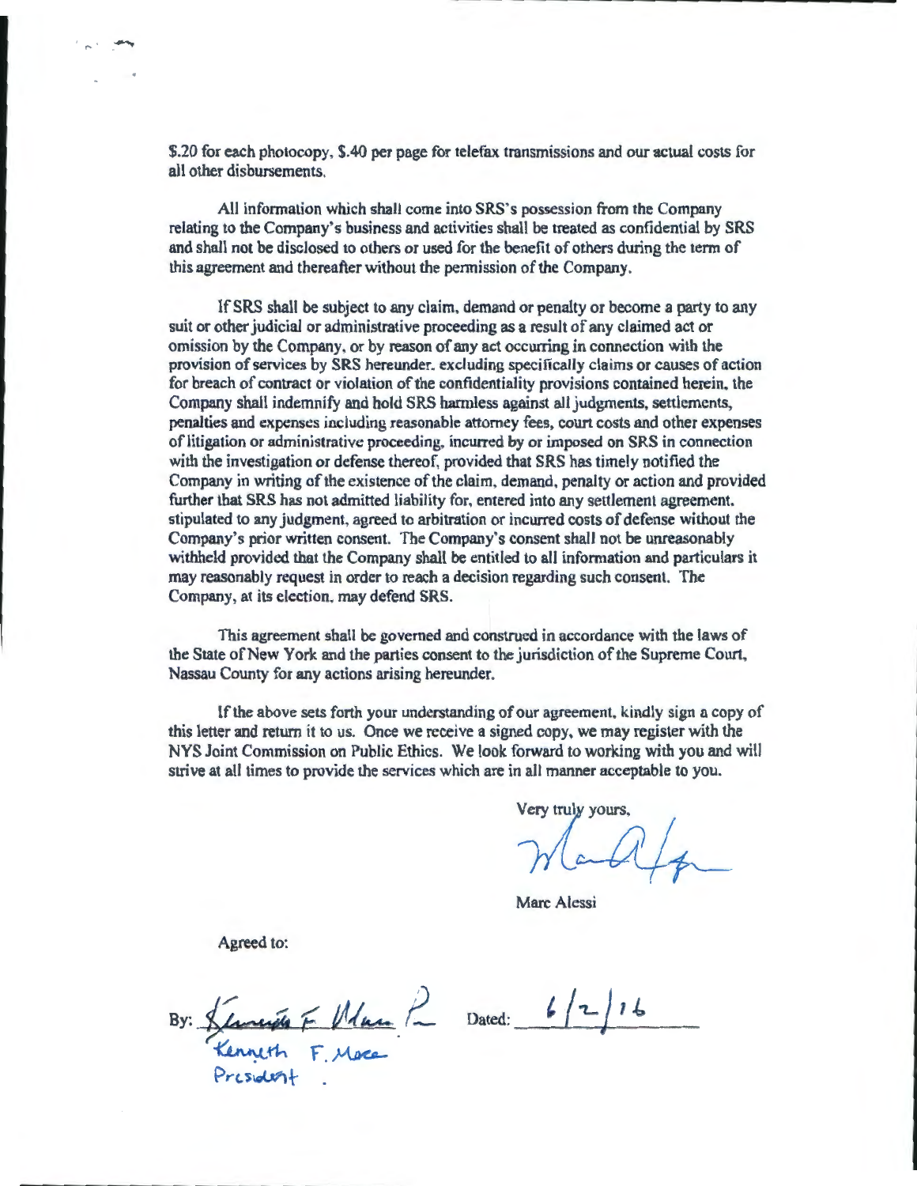$.20 for each photocopy, $.40 per page for telefax transmissions and our actual costs for all other disbursements.

All information which shall come into SRS's possession from the Company relating to the Company's business and activities shall be treated as confidential by SRS and shall not be disclosed to others or used for the benefit of others during the term of this agreement and thereafter without the permission of the Company.

If SRS shall be subject to any claim, demand or penalty or become a party to any suit or other judicial or administrative proceeding as a result of any claimed act or omission by the Company, or by reason of any act occurring in connection with the provision of services by SRS hereunder. excluding specifically claims or causes of action for breach of contract or violation of the confidentiality provisions contained herein, the Company shall indemnify and hold SRS harmless against all judgments, settlements, penalties and expenses including reasonable attorney fees, court costs and other expenses of litigation or administrative proceeding, incurred by or imposed on SRS in connection with the investigation or defense thereof, provided that SRS has timely notified the Company in writing of the existence of the claim, demand, penalty or action and provided further that SRS has not admitted liability for, entered into any settlement agreement. stipulated to any judgment, agreed to arbitration or incurred costs of defense without the Company's prior written consent. The Company's consent shall not be unreasonably withheld provided that the Company shall be entitled to all information and particulars it may reasonably request in order to reach a decision regarding such consent. The Company, at its election, may defend SRS.

This agreement shall be governed and construed in accordance with the laws of the State of New York and the parties consent to the jurisdiction of the Supreme Court, Nassau County for any actions arising hereunder.

If the above sets forth your understanding of our agreement, kindly sign a copy of this letter and return it to us. Once we receive a signed copy, we may register with the NYS Joint Commission on Public Ethics. We look forward to working with you and will strive at all times to provide the services which are in all manner acceptable to you.

Very truly yours,

Marc Alessi

Agreed to:

By: Kenneth F. Mace
President

Dated: 6/2/16